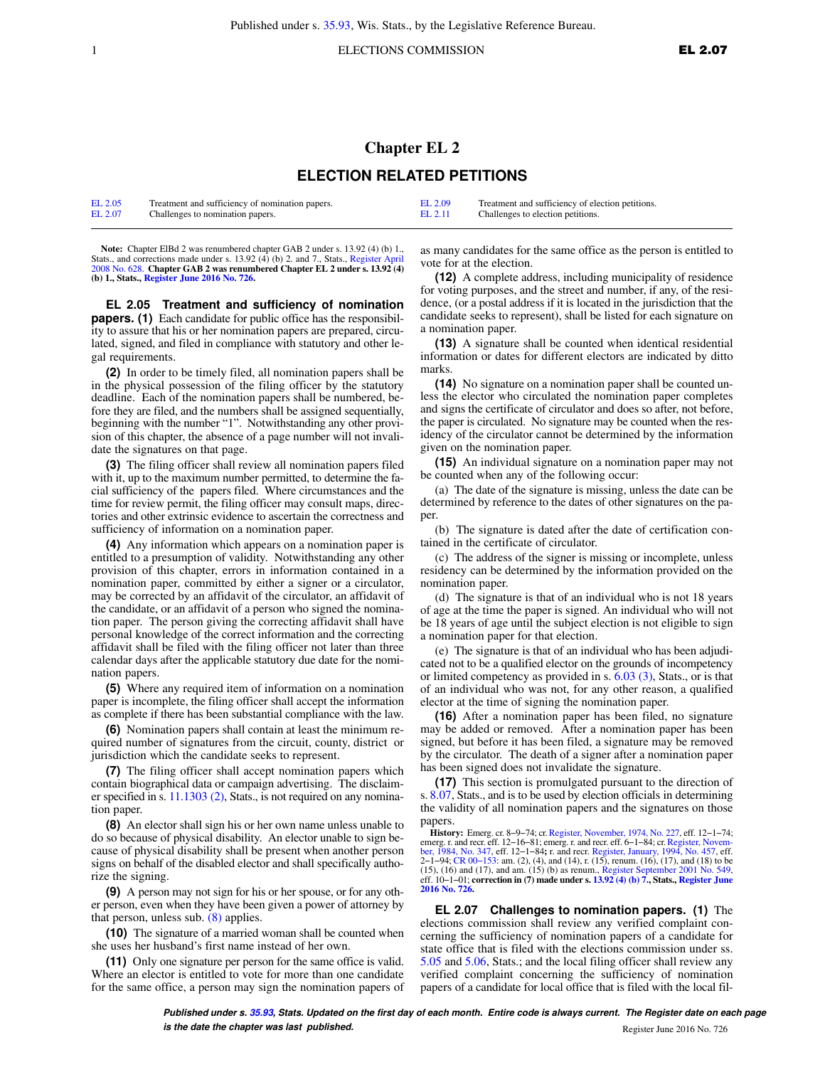# Chapter EL 2

## ELECTION RELATED PETITIONS

| | | | |
|---|---|---|---|
| EL 2.05 | Treatment and sufficiency of nomination papers. | EL 2.09 | Treatment and sufficiency of election petitions. |
| EL 2.07 | Challenges to nomination papers. | EL 2.11 | Challenges to election petitions. |

**Note:** Chapter ElBd 2 was renumbered chapter GAB 2 under s. 13.92 (4) (b) 1., Stats., and corrections made under s. 13.92 (4) (b) 2. and 7., Stats., Register April 2008 No. 628. **Chapter GAB 2 was renumbered Chapter EL 2 under s. 13.92 (4) (b) 1., Stats., Register June 2016 No. 726.**

**EL 2.05 Treatment and sufficiency of nomination papers.** **(1)** Each candidate for public office has the responsibility to assure that his or her nomination papers are prepared, circulated, signed, and filed in compliance with statutory and other legal requirements.

**(2)** In order to be timely filed, all nomination papers shall be in the physical possession of the filing officer by the statutory deadline. Each of the nomination papers shall be numbered, before they are filed, and the numbers shall be assigned sequentially, beginning with the number "1". Notwithstanding any other provision of this chapter, the absence of a page number will not invalidate the signatures on that page.

**(3)** The filing officer shall review all nomination papers filed with it, up to the maximum number permitted, to determine the facial sufficiency of the papers filed. Where circumstances and the time for review permit, the filing officer may consult maps, directories and other extrinsic evidence to ascertain the correctness and sufficiency of information on a nomination paper.

**(4)** Any information which appears on a nomination paper is entitled to a presumption of validity. Notwithstanding any other provision of this chapter, errors in information contained in a nomination paper, committed by either a signer or a circulator, may be corrected by an affidavit of the circulator, an affidavit of the candidate, or an affidavit of a person who signed the nomination paper. The person giving the correcting affidavit shall have personal knowledge of the correct information and the correcting affidavit shall be filed with the filing officer not later than three calendar days after the applicable statutory due date for the nomination papers.

**(5)** Where any required item of information on a nomination paper is incomplete, the filing officer shall accept the information as complete if there has been substantial compliance with the law.

**(6)** Nomination papers shall contain at least the minimum required number of signatures from the circuit, county, district or jurisdiction which the candidate seeks to represent.

**(7)** The filing officer shall accept nomination papers which contain biographical data or campaign advertising. The disclaimer specified in s. 11.1303 (2), Stats., is not required on any nomination paper.

**(8)** An elector shall sign his or her own name unless unable to do so because of physical disability. An elector unable to sign because of physical disability shall be present when another person signs on behalf of the disabled elector and shall specifically authorize the signing.

**(9)** A person may not sign for his or her spouse, or for any other person, even when they have been given a power of attorney by that person, unless sub. (8) applies.

**(10)** The signature of a married woman shall be counted when she uses her husband's first name instead of her own.

**(11)** Only one signature per person for the same office is valid. Where an elector is entitled to vote for more than one candidate for the same office, a person may sign the nomination papers of as many candidates for the same office as the person is entitled to vote for at the election.

**(12)** A complete address, including municipality of residence for voting purposes, and the street and number, if any, of the residence, (or a postal address if it is located in the jurisdiction that the candidate seeks to represent), shall be listed for each signature on a nomination paper.

**(13)** A signature shall be counted when identical residential information or dates for different electors are indicated by ditto marks.

**(14)** No signature on a nomination paper shall be counted unless the elector who circulated the nomination paper completes and signs the certificate of circulator and does so after, not before, the paper is circulated. No signature may be counted when the residency of the circulator cannot be determined by the information given on the nomination paper.

**(15)** An individual signature on a nomination paper may not be counted when any of the following occur:

(a) The date of the signature is missing, unless the date can be determined by reference to the dates of other signatures on the paper.

(b) The signature is dated after the date of certification contained in the certificate of circulator.

(c) The address of the signer is missing or incomplete, unless residency can be determined by the information provided on the nomination paper.

(d) The signature is that of an individual who is not 18 years of age at the time the paper is signed. An individual who will not be 18 years of age until the subject election is not eligible to sign a nomination paper for that election.

(e) The signature is that of an individual who has been adjudicated not to be a qualified elector on the grounds of incompetency or limited competency as provided in s. 6.03 (3), Stats., or is that of an individual who was not, for any other reason, a qualified elector at the time of signing the nomination paper.

**(16)** After a nomination paper has been filed, no signature may be added or removed. After a nomination paper has been signed, but before it has been filed, a signature may be removed by the circulator. The death of a signer after a nomination paper has been signed does not invalidate the signature.

**(17)** This section is promulgated pursuant to the direction of s. 8.07, Stats., and is to be used by election officials in determining the validity of all nomination papers and the signatures on those papers.

**History:** Emerg. cr. 8–9–74; cr. Register, November, 1974, No. 227, eff. 12–1–74; emerg. r. and recr. eff. 12–16–81; emerg. r. and recr. eff. 6–1–84; cr. Register, November, 1984, No. 347, eff. 12–1–84**;** r. and recr. Register, January, 1994, No. 457, eff. 2–1–94; CR 00–153: am. (2), (4), and (14), r. (15), renum. (16), (17), and (18) to be (15), (16) and (17), and am. (15) (b) as renum., Register September 2001 No. 549, eff. 10–1–01; **correction in (7) made under s. 13.92 (4) (b) 7., Stats., Register June 2016 No. 726.**

**EL 2.07 Challenges to nomination papers.** **(1)** The elections commission shall review any verified complaint concerning the sufficiency of nomination papers of a candidate for state office that is filed with the elections commission under ss. 5.05 and 5.06, Stats.; and the local filing officer shall review any verified complaint concerning the sufficiency of nomination papers of a candidate for local office that is filed with the local fil-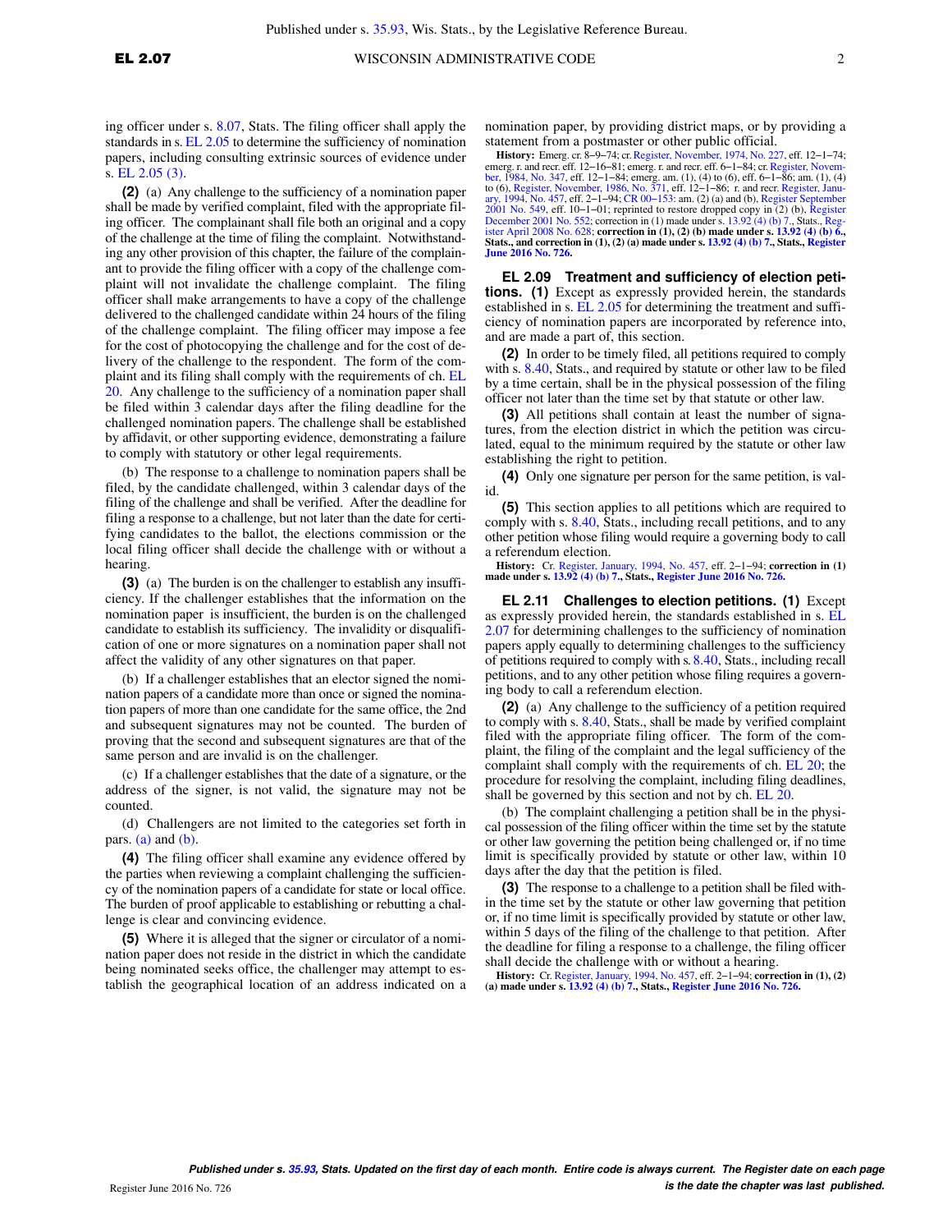ing officer under s. 8.07, Stats. The filing officer shall apply the standards in s. EL 2.05 to determine the sufficiency of nomination papers, including consulting extrinsic sources of evidence under s. EL 2.05 (3).

**(2)** (a) Any challenge to the sufficiency of a nomination paper shall be made by verified complaint, filed with the appropriate filing officer. The complainant shall file both an original and a copy of the challenge at the time of filing the complaint. Notwithstanding any other provision of this chapter, the failure of the complainant to provide the filing officer with a copy of the challenge complaint will not invalidate the challenge complaint. The filing officer shall make arrangements to have a copy of the challenge delivered to the challenged candidate within 24 hours of the filing of the challenge complaint. The filing officer may impose a fee for the cost of photocopying the challenge and for the cost of delivery of the challenge to the respondent. The form of the complaint and its filing shall comply with the requirements of ch. EL 20. Any challenge to the sufficiency of a nomination paper shall be filed within 3 calendar days after the filing deadline for the challenged nomination papers. The challenge shall be established by affidavit, or other supporting evidence, demonstrating a failure to comply with statutory or other legal requirements.

(b) The response to a challenge to nomination papers shall be filed, by the candidate challenged, within 3 calendar days of the filing of the challenge and shall be verified. After the deadline for filing a response to a challenge, but not later than the date for certifying candidates to the ballot, the elections commission or the local filing officer shall decide the challenge with or without a hearing.

**(3)** (a) The burden is on the challenger to establish any insufficiency. If the challenger establishes that the information on the nomination paper is insufficient, the burden is on the challenged candidate to establish its sufficiency. The invalidity or disqualification of one or more signatures on a nomination paper shall not affect the validity of any other signatures on that paper.

(b) If a challenger establishes that an elector signed the nomination papers of a candidate more than once or signed the nomination papers of more than one candidate for the same office, the 2nd and subsequent signatures may not be counted. The burden of proving that the second and subsequent signatures are that of the same person and are invalid is on the challenger.

(c) If a challenger establishes that the date of a signature, or the address of the signer, is not valid, the signature may not be counted.

(d) Challengers are not limited to the categories set forth in pars. (a) and (b).

**(4)** The filing officer shall examine any evidence offered by the parties when reviewing a complaint challenging the sufficiency of the nomination papers of a candidate for state or local office. The burden of proof applicable to establishing or rebutting a challenge is clear and convincing evidence.

**(5)** Where it is alleged that the signer or circulator of a nomination paper does not reside in the district in which the candidate being nominated seeks office, the challenger may attempt to establish the geographical location of an address indicated on a nomination paper, by providing district maps, or by providing a statement from a postmaster or other public official.

**History:** Emerg. cr. 8–9–74; cr. Register, November, 1974, No. 227, eff. 12–1–74; emerg. r. and recr. eff. 12–16–81; emerg. r. and recr. eff. 6–1–84; cr. Register, November, 1984, No. 347, eff. 12–1–84; emerg. am. (1), (4) to (6), eff. 6–1–86; am. (1), (4) to (6), Register, November, 1986, No. 371, eff. 12–1–86; r. and recr. Register, January, 1994, No. 457, eff. 2–1–94; CR 00–153: am. (2) (a) and (b), Register September 2001 No. 549, eff. 10–1–01; reprinted to restore dropped copy in (2) (b), Register December 2001 No. 552; correction in (1) made under s. 13.92 (4) (b) 7., Stats., Register April 2008 No. 628; **correction in (1), (2) (b) made under s. 13.92 (4) (b) 6., Stats., and correction in (1), (2) (a) made under s. 13.92 (4) (b) 7., Stats., Register June 2016 No. 726.**

**EL 2.09 Treatment and sufficiency of election petitions.** **(1)** Except as expressly provided herein, the standards established in s. EL 2.05 for determining the treatment and sufficiency of nomination papers are incorporated by reference into, and are made a part of, this section.

**(2)** In order to be timely filed, all petitions required to comply with s. 8.40, Stats., and required by statute or other law to be filed by a time certain, shall be in the physical possession of the filing officer not later than the time set by that statute or other law.

**(3)** All petitions shall contain at least the number of signatures, from the election district in which the petition was circulated, equal to the minimum required by the statute or other law establishing the right to petition.

**(4)** Only one signature per person for the same petition, is valid.

**(5)** This section applies to all petitions which are required to comply with s. 8.40, Stats., including recall petitions, and to any other petition whose filing would require a governing body to call a referendum election.

**History:** Cr. Register, January, 1994, No. 457, eff. 2–1–94; **correction in (1) made under s. 13.92 (4) (b) 7., Stats., Register June 2016 No. 726.**

**EL 2.11 Challenges to election petitions.** **(1)** Except as expressly provided herein, the standards established in s. EL 2.07 for determining challenges to the sufficiency of nomination papers apply equally to determining challenges to the sufficiency of petitions required to comply with s. 8.40, Stats., including recall petitions, and to any other petition whose filing requires a governing body to call a referendum election.

**(2)** (a) Any challenge to the sufficiency of a petition required to comply with s. 8.40, Stats., shall be made by verified complaint filed with the appropriate filing officer. The form of the complaint, the filing of the complaint and the legal sufficiency of the complaint shall comply with the requirements of ch. EL 20; the procedure for resolving the complaint, including filing deadlines, shall be governed by this section and not by ch. EL 20.

(b) The complaint challenging a petition shall be in the physical possession of the filing officer within the time set by the statute or other law governing the petition being challenged or, if no time limit is specifically provided by statute or other law, within 10 days after the day that the petition is filed.

**(3)** The response to a challenge to a petition shall be filed within the time set by the statute or other law governing that petition or, if no time limit is specifically provided by statute or other law, within 5 days of the filing of the challenge to that petition. After the deadline for filing a response to a challenge, the filing officer shall decide the challenge with or without a hearing.

**History:** Cr. Register, January, 1994, No. 457, eff. 2–1–94; **correction in (1), (2) (a) made under s. 13.92 (4) (b) 7., Stats., Register June 2016 No. 726.**